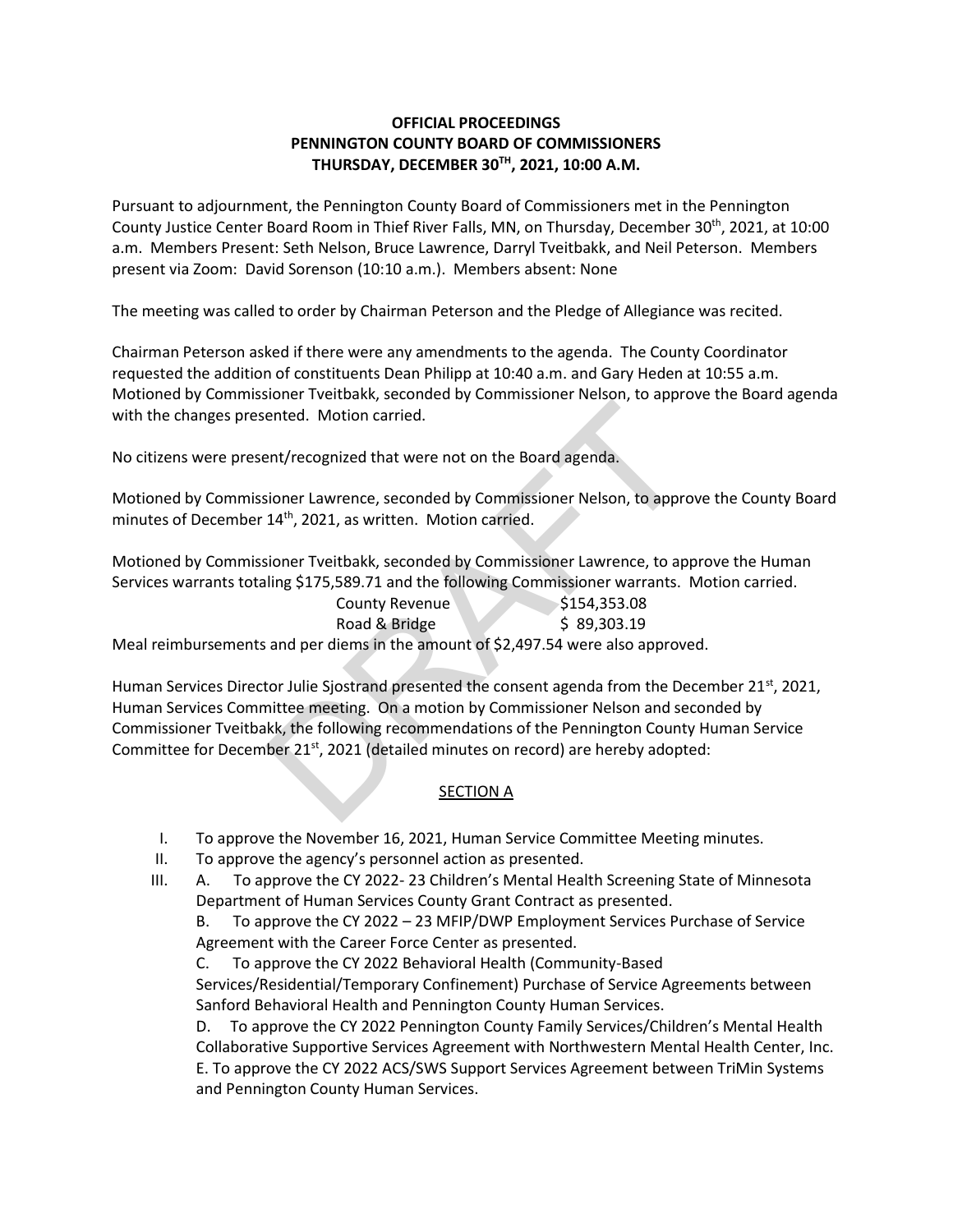**OFFICIAL PROCEEDINGS**
**PENNINGTON COUNTY BOARD OF COMMISSIONERS**
**THURSDAY, DECEMBER 30TH, 2021, 10:00 A.M.**

Pursuant to adjournment, the Pennington County Board of Commissioners met in the Pennington County Justice Center Board Room in Thief River Falls, MN, on Thursday, December 30th, 2021, at 10:00 a.m. Members Present: Seth Nelson, Bruce Lawrence, Darryl Tveitbakk, and Neil Peterson. Members present via Zoom: David Sorenson (10:10 a.m.). Members absent: None

The meeting was called to order by Chairman Peterson and the Pledge of Allegiance was recited.

Chairman Peterson asked if there were any amendments to the agenda. The County Coordinator requested the addition of constituents Dean Philipp at 10:40 a.m. and Gary Heden at 10:55 a.m. Motioned by Commissioner Tveitbakk, seconded by Commissioner Nelson, to approve the Board agenda with the changes presented. Motion carried.

No citizens were present/recognized that were not on the Board agenda.

Motioned by Commissioner Lawrence, seconded by Commissioner Nelson, to approve the County Board minutes of December 14th, 2021, as written. Motion carried.

Motioned by Commissioner Tveitbakk, seconded by Commissioner Lawrence, to approve the Human Services warrants totaling $175,589.71 and the following Commissioner warrants. Motion carried.

| | |
|---|---|
| County Revenue | $154,353.08 |
| Road & Bridge | $ 89,303.19 |

Meal reimbursements and per diems in the amount of $2,497.54 were also approved.

Human Services Director Julie Sjostrand presented the consent agenda from the December 21st, 2021, Human Services Committee meeting. On a motion by Commissioner Nelson and seconded by Commissioner Tveitbakk, the following recommendations of the Pennington County Human Service Committee for December 21st, 2021 (detailed minutes on record) are hereby adopted:

SECTION A

I. To approve the November 16, 2021, Human Service Committee Meeting minutes.

II. To approve the agency's personnel action as presented.

III. A. To approve the CY 2022- 23 Children's Mental Health Screening State of Minnesota Department of Human Services County Grant Contract as presented.

B. To approve the CY 2022 – 23 MFIP/DWP Employment Services Purchase of Service Agreement with the Career Force Center as presented.

C. To approve the CY 2022 Behavioral Health (Community-Based Services/Residential/Temporary Confinement) Purchase of Service Agreements between Sanford Behavioral Health and Pennington County Human Services.

D. To approve the CY 2022 Pennington County Family Services/Children's Mental Health Collaborative Supportive Services Agreement with Northwestern Mental Health Center, Inc.

E. To approve the CY 2022 ACS/SWS Support Services Agreement between TriMin Systems and Pennington County Human Services.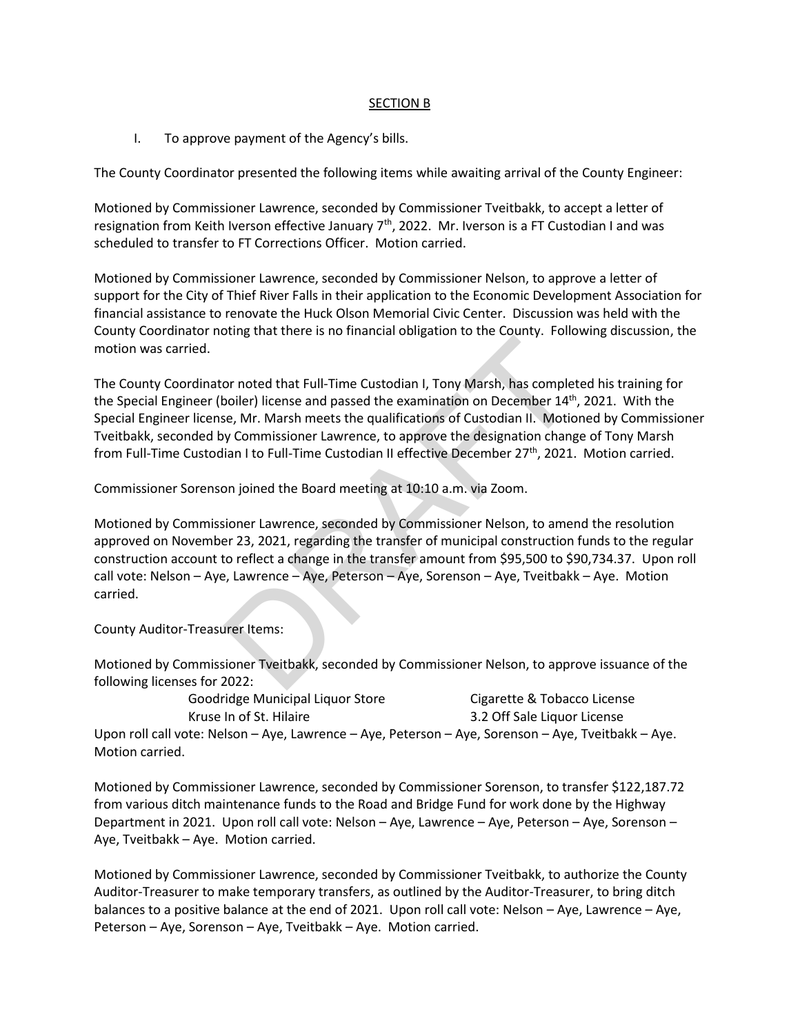SECTION B

I. To approve payment of the Agency's bills.

The County Coordinator presented the following items while awaiting arrival of the County Engineer:

Motioned by Commissioner Lawrence, seconded by Commissioner Tveitbakk, to accept a letter of resignation from Keith Iverson effective January 7th, 2022. Mr. Iverson is a FT Custodian I and was scheduled to transfer to FT Corrections Officer. Motion carried.

Motioned by Commissioner Lawrence, seconded by Commissioner Nelson, to approve a letter of support for the City of Thief River Falls in their application to the Economic Development Association for financial assistance to renovate the Huck Olson Memorial Civic Center. Discussion was held with the County Coordinator noting that there is no financial obligation to the County. Following discussion, the motion was carried.

The County Coordinator noted that Full-Time Custodian I, Tony Marsh, has completed his training for the Special Engineer (boiler) license and passed the examination on December 14th, 2021. With the Special Engineer license, Mr. Marsh meets the qualifications of Custodian II. Motioned by Commissioner Tveitbakk, seconded by Commissioner Lawrence, to approve the designation change of Tony Marsh from Full-Time Custodian I to Full-Time Custodian II effective December 27th, 2021. Motion carried.

Commissioner Sorenson joined the Board meeting at 10:10 a.m. via Zoom.

Motioned by Commissioner Lawrence, seconded by Commissioner Nelson, to amend the resolution approved on November 23, 2021, regarding the transfer of municipal construction funds to the regular construction account to reflect a change in the transfer amount from $95,500 to $90,734.37. Upon roll call vote: Nelson – Aye, Lawrence – Aye, Peterson – Aye, Sorenson – Aye, Tveitbakk – Aye. Motion carried.

County Auditor-Treasurer Items:

Motioned by Commissioner Tveitbakk, seconded by Commissioner Nelson, to approve issuance of the following licenses for 2022:

| | |
|---|---|
| Goodridge Municipal Liquor Store | Cigarette & Tobacco License |
| Kruse In of St. Hilaire | 3.2 Off Sale Liquor License |

Upon roll call vote: Nelson – Aye, Lawrence – Aye, Peterson – Aye, Sorenson – Aye, Tveitbakk – Aye. Motion carried.

Motioned by Commissioner Lawrence, seconded by Commissioner Sorenson, to transfer $122,187.72 from various ditch maintenance funds to the Road and Bridge Fund for work done by the Highway Department in 2021. Upon roll call vote: Nelson – Aye, Lawrence – Aye, Peterson – Aye, Sorenson – Aye, Tveitbakk – Aye. Motion carried.

Motioned by Commissioner Lawrence, seconded by Commissioner Tveitbakk, to authorize the County Auditor-Treasurer to make temporary transfers, as outlined by the Auditor-Treasurer, to bring ditch balances to a positive balance at the end of 2021. Upon roll call vote: Nelson – Aye, Lawrence – Aye, Peterson – Aye, Sorenson – Aye, Tveitbakk – Aye. Motion carried.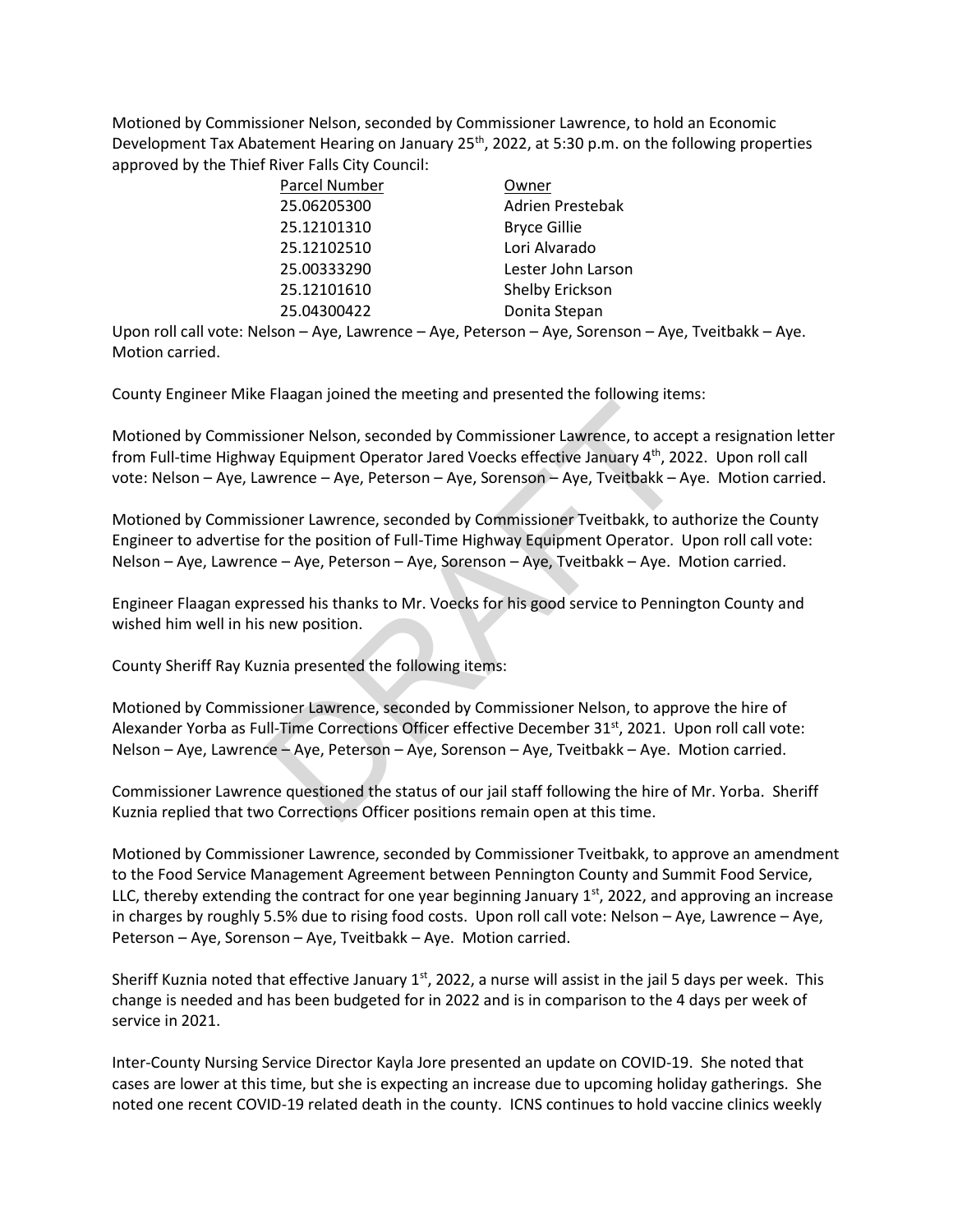Motioned by Commissioner Nelson, seconded by Commissioner Lawrence, to hold an Economic Development Tax Abatement Hearing on January 25th, 2022, at 5:30 p.m. on the following properties approved by the Thief River Falls City Council:

| Parcel Number | Owner |
| --- | --- |
| 25.06205300 | Adrien Prestebak |
| 25.12101310 | Bryce Gillie |
| 25.12102510 | Lori Alvarado |
| 25.00333290 | Lester John Larson |
| 25.12101610 | Shelby Erickson |
| 25.04300422 | Donita Stepan |

Upon roll call vote: Nelson – Aye, Lawrence – Aye, Peterson – Aye, Sorenson – Aye, Tveitbakk – Aye. Motion carried.

County Engineer Mike Flaagan joined the meeting and presented the following items:

Motioned by Commissioner Nelson, seconded by Commissioner Lawrence, to accept a resignation letter from Full-time Highway Equipment Operator Jared Voecks effective January 4th, 2022. Upon roll call vote: Nelson – Aye, Lawrence – Aye, Peterson – Aye, Sorenson – Aye, Tveitbakk – Aye. Motion carried.

Motioned by Commissioner Lawrence, seconded by Commissioner Tveitbakk, to authorize the County Engineer to advertise for the position of Full-Time Highway Equipment Operator. Upon roll call vote: Nelson – Aye, Lawrence – Aye, Peterson – Aye, Sorenson – Aye, Tveitbakk – Aye. Motion carried.

Engineer Flaagan expressed his thanks to Mr. Voecks for his good service to Pennington County and wished him well in his new position.

County Sheriff Ray Kuznia presented the following items:

Motioned by Commissioner Lawrence, seconded by Commissioner Nelson, to approve the hire of Alexander Yorba as Full-Time Corrections Officer effective December 31st, 2021. Upon roll call vote: Nelson – Aye, Lawrence – Aye, Peterson – Aye, Sorenson – Aye, Tveitbakk – Aye. Motion carried.

Commissioner Lawrence questioned the status of our jail staff following the hire of Mr. Yorba. Sheriff Kuznia replied that two Corrections Officer positions remain open at this time.

Motioned by Commissioner Lawrence, seconded by Commissioner Tveitbakk, to approve an amendment to the Food Service Management Agreement between Pennington County and Summit Food Service, LLC, thereby extending the contract for one year beginning January 1st, 2022, and approving an increase in charges by roughly 5.5% due to rising food costs. Upon roll call vote: Nelson – Aye, Lawrence – Aye, Peterson – Aye, Sorenson – Aye, Tveitbakk – Aye. Motion carried.

Sheriff Kuznia noted that effective January 1st, 2022, a nurse will assist in the jail 5 days per week. This change is needed and has been budgeted for in 2022 and is in comparison to the 4 days per week of service in 2021.

Inter-County Nursing Service Director Kayla Jore presented an update on COVID-19. She noted that cases are lower at this time, but she is expecting an increase due to upcoming holiday gatherings. She noted one recent COVID-19 related death in the county. ICNS continues to hold vaccine clinics weekly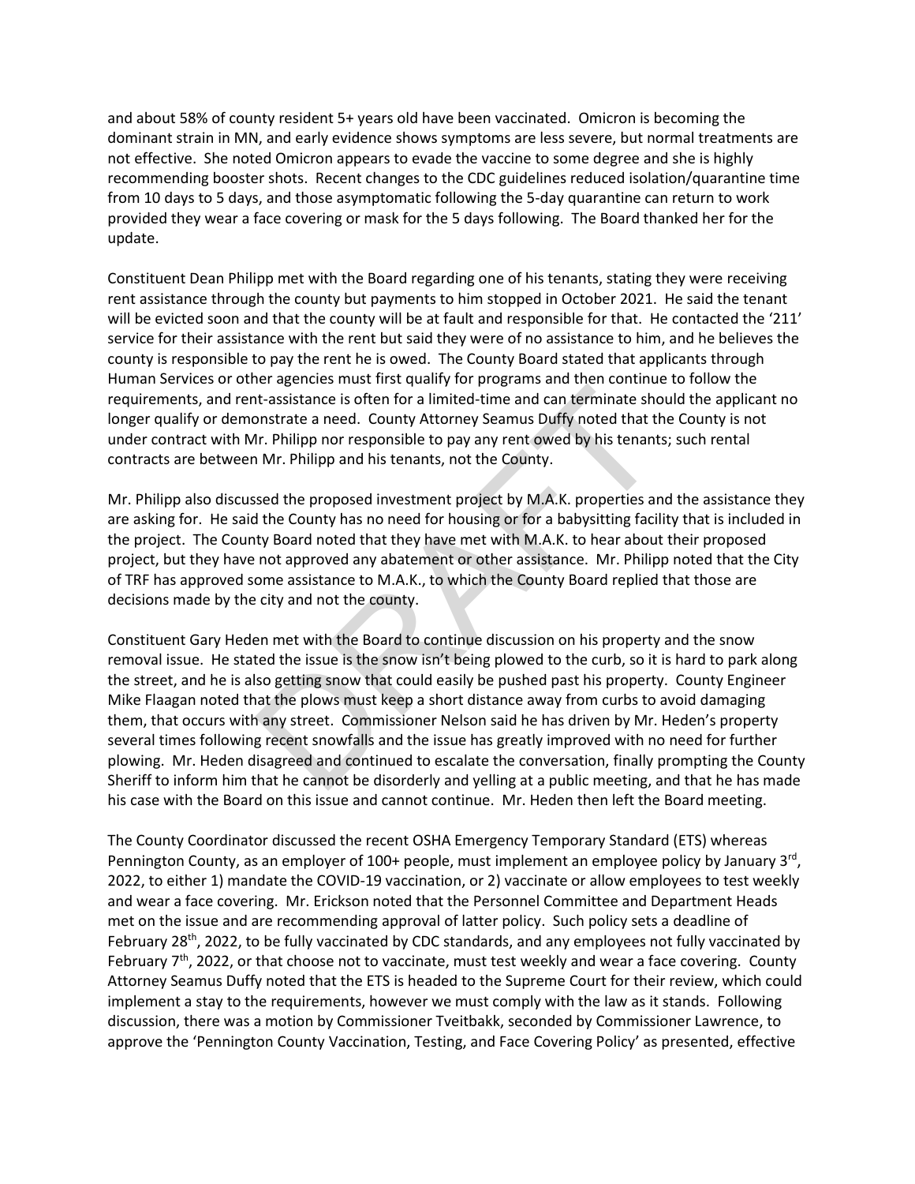and about 58% of county resident 5+ years old have been vaccinated. Omicron is becoming the dominant strain in MN, and early evidence shows symptoms are less severe, but normal treatments are not effective. She noted Omicron appears to evade the vaccine to some degree and she is highly recommending booster shots. Recent changes to the CDC guidelines reduced isolation/quarantine time from 10 days to 5 days, and those asymptomatic following the 5-day quarantine can return to work provided they wear a face covering or mask for the 5 days following. The Board thanked her for the update.

Constituent Dean Philipp met with the Board regarding one of his tenants, stating they were receiving rent assistance through the county but payments to him stopped in October 2021. He said the tenant will be evicted soon and that the county will be at fault and responsible for that. He contacted the '211' service for their assistance with the rent but said they were of no assistance to him, and he believes the county is responsible to pay the rent he is owed. The County Board stated that applicants through Human Services or other agencies must first qualify for programs and then continue to follow the requirements, and rent-assistance is often for a limited-time and can terminate should the applicant no longer qualify or demonstrate a need. County Attorney Seamus Duffy noted that the County is not under contract with Mr. Philipp nor responsible to pay any rent owed by his tenants; such rental contracts are between Mr. Philipp and his tenants, not the County.

Mr. Philipp also discussed the proposed investment project by M.A.K. properties and the assistance they are asking for. He said the County has no need for housing or for a babysitting facility that is included in the project. The County Board noted that they have met with M.A.K. to hear about their proposed project, but they have not approved any abatement or other assistance. Mr. Philipp noted that the City of TRF has approved some assistance to M.A.K., to which the County Board replied that those are decisions made by the city and not the county.

Constituent Gary Heden met with the Board to continue discussion on his property and the snow removal issue. He stated the issue is the snow isn't being plowed to the curb, so it is hard to park along the street, and he is also getting snow that could easily be pushed past his property. County Engineer Mike Flaagan noted that the plows must keep a short distance away from curbs to avoid damaging them, that occurs with any street. Commissioner Nelson said he has driven by Mr. Heden's property several times following recent snowfalls and the issue has greatly improved with no need for further plowing. Mr. Heden disagreed and continued to escalate the conversation, finally prompting the County Sheriff to inform him that he cannot be disorderly and yelling at a public meeting, and that he has made his case with the Board on this issue and cannot continue. Mr. Heden then left the Board meeting.

The County Coordinator discussed the recent OSHA Emergency Temporary Standard (ETS) whereas Pennington County, as an employer of 100+ people, must implement an employee policy by January 3rd, 2022, to either 1) mandate the COVID-19 vaccination, or 2) vaccinate or allow employees to test weekly and wear a face covering. Mr. Erickson noted that the Personnel Committee and Department Heads met on the issue and are recommending approval of latter policy. Such policy sets a deadline of February 28th, 2022, to be fully vaccinated by CDC standards, and any employees not fully vaccinated by February 7th, 2022, or that choose not to vaccinate, must test weekly and wear a face covering. County Attorney Seamus Duffy noted that the ETS is headed to the Supreme Court for their review, which could implement a stay to the requirements, however we must comply with the law as it stands. Following discussion, there was a motion by Commissioner Tveitbakk, seconded by Commissioner Lawrence, to approve the 'Pennington County Vaccination, Testing, and Face Covering Policy' as presented, effective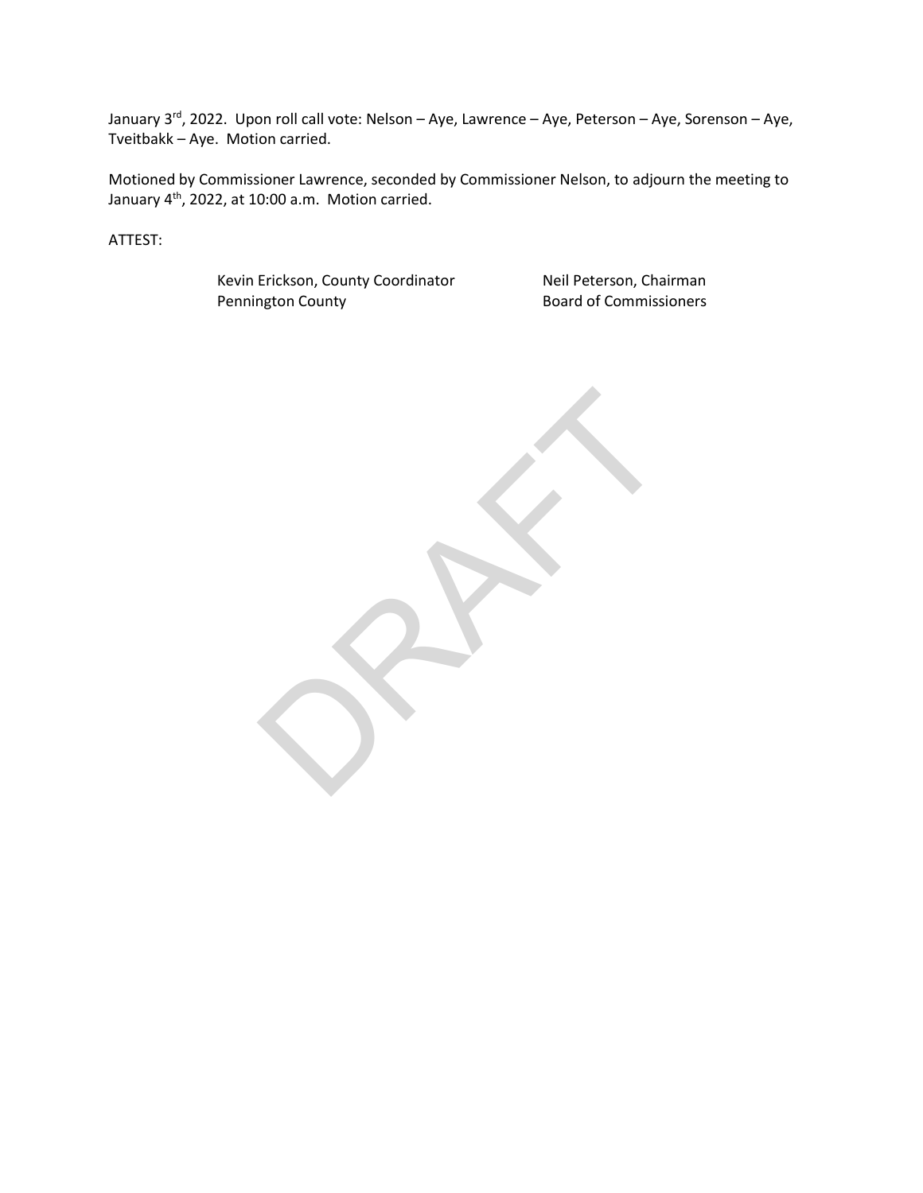January 3rd, 2022. Upon roll call vote: Nelson – Aye, Lawrence – Aye, Peterson – Aye, Sorenson – Aye, Tveitbakk – Aye. Motion carried.

Motioned by Commissioner Lawrence, seconded by Commissioner Nelson, to adjourn the meeting to January 4th, 2022, at 10:00 a.m. Motion carried.

ATTEST:

| | |
|---|---|
| Kevin Erickson, County Coordinator | Neil Peterson, Chairman |
| Pennington County | Board of Commissioners |

DRAFT